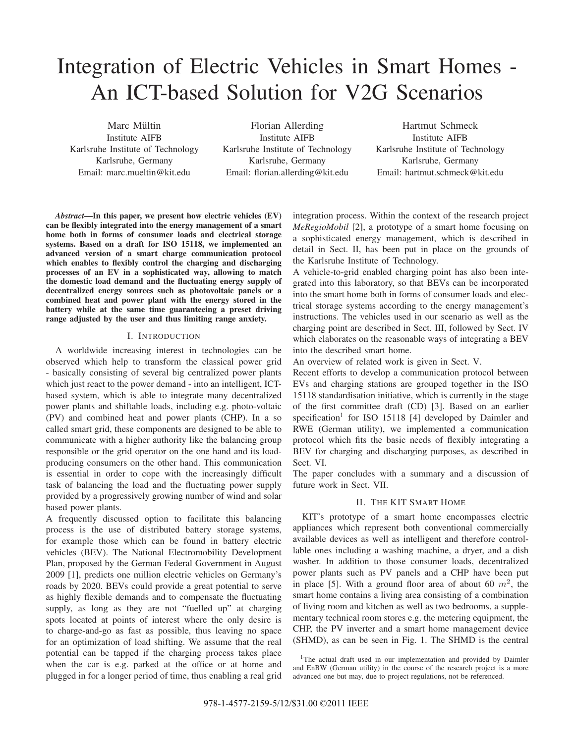# Integration of Electric Vehicles in Smart Homes - An ICT-based Solution for V2G Scenarios

Marc Mültin
Institute AIFB
Karlsruhe Institute of Technology
Karlsruhe, Germany
Email: marc.mueltin@kit.edu

Florian Allerding
Institute AIFB
Karlsruhe Institute of Technology
Karlsruhe, Germany
Email: florian.allerding@kit.edu

Hartmut Schmeck
Institute AIFB
Karlsruhe Institute of Technology
Karlsruhe, Germany
Email: hartmut.schmeck@kit.edu

***Abstract*—In this paper, we present how electric vehicles (EV) can be flexibly integrated into the energy management of a smart home both in forms of consumer loads and electrical storage systems. Based on a draft for ISO 15118, we implemented an advanced version of a smart charge communication protocol which enables to flexibly control the charging and discharging processes of an EV in a sophisticated way, allowing to match the domestic load demand and the fluctuating energy supply of decentralized energy sources such as photovoltaic panels or a combined heat and power plant with the energy stored in the battery while at the same time guaranteeing a preset driving range adjusted by the user and thus limiting range anxiety.**

## I. Introduction

A worldwide increasing interest in technologies can be observed which help to transform the classical power grid - basically consisting of several big centralized power plants which just react to the power demand - into an intelligent, ICT-based system, which is able to integrate many decentralized power plants and shiftable loads, including e.g. photo-voltaic (PV) and combined heat and power plants (CHP). In a so called smart grid, these components are designed to be able to communicate with a higher authority like the balancing group responsible or the grid operator on the one hand and its load-producing consumers on the other hand. This communication is essential in order to cope with the increasingly difficult task of balancing the load and the fluctuating power supply provided by a progressively growing number of wind and solar based power plants.

A frequently discussed option to facilitate this balancing process is the use of distributed battery storage systems, for example those which can be found in battery electric vehicles (BEV). The National Electromobility Development Plan, proposed by the German Federal Government in August 2009 [1], predicts one million electric vehicles on Germany's roads by 2020. BEVs could provide a great potential to serve as highly flexible demands and to compensate the fluctuating supply, as long as they are not "fuelled up" at charging spots located at points of interest where the only desire is to charge-and-go as fast as possible, thus leaving no space for an optimization of load shifting. We assume that the real potential can be tapped if the charging process takes place when the car is e.g. parked at the office or at home and plugged in for a longer period of time, thus enabling a real grid integration process. Within the context of the research project *MeRegioMobil* [2], a prototype of a smart home focusing on a sophisticated energy management, which is described in detail in Sect. II, has been put in place on the grounds of the Karlsruhe Institute of Technology.

A vehicle-to-grid enabled charging point has also been integrated into this laboratory, so that BEVs can be incorporated into the smart home both in forms of consumer loads and electrical storage systems according to the energy management's instructions. The vehicles used in our scenario as well as the charging point are described in Sect. III, followed by Sect. IV which elaborates on the reasonable ways of integrating a BEV into the described smart home.

An overview of related work is given in Sect. V.

Recent efforts to develop a communication protocol between EVs and charging stations are grouped together in the ISO 15118 standardisation initiative, which is currently in the stage of the first committee draft (CD) [3]. Based on an earlier specification[1] for ISO 15118 [4] developed by Daimler and RWE (German utility), we implemented a communication protocol which fits the basic needs of flexibly integrating a BEV for charging and discharging purposes, as described in Sect. VI.

The paper concludes with a summary and a discussion of future work in Sect. VII.

## II. The KIT Smart Home

KIT's prototype of a smart home encompasses electric appliances which represent both conventional commercially available devices as well as intelligent and therefore controllable ones including a washing machine, a dryer, and a dish washer. In addition to those consumer loads, decentralized power plants such as PV panels and a CHP have been put in place [5]. With a ground floor area of about 60 $m^2$, the smart home contains a living area consisting of a combination of living room and kitchen as well as two bedrooms, a supplementary technical room stores e.g. the metering equipment, the CHP, the PV inverter and a smart home management device (SHMD), as can be seen in Fig. 1. The SHMD is the central

[1] The actual draft used in our implementation and provided by Daimler and EnBW (German utility) in the course of the research project is a more advanced one but may, due to project regulations, not be referenced.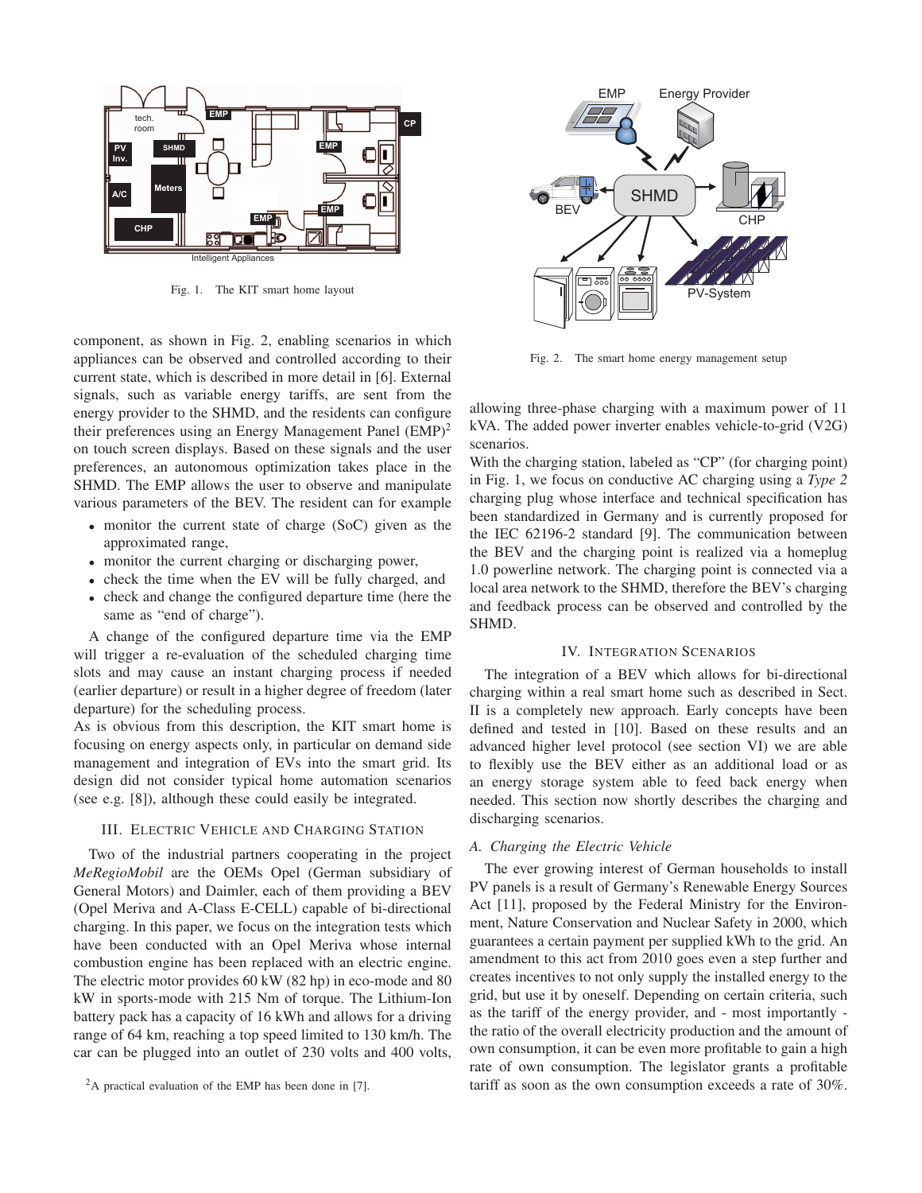Fig. 1. The KIT smart home layout

component, as shown in Fig. 2, enabling scenarios in which appliances can be observed and controlled according to their current state, which is described in more detail in [6]. External signals, such as variable energy tariffs, are sent from the energy provider to the SHMD, and the residents can configure their preferences using an Energy Management Panel (EMP)[2] on touch screen displays. Based on these signals and the user preferences, an autonomous optimization takes place in the SHMD. The EMP allows the user to observe and manipulate various parameters of the BEV. The resident can for example

- monitor the current state of charge (SoC) given as the approximated range,
- monitor the current charging or discharging power,
- check the time when the EV will be fully charged, and
- check and change the configured departure time (here the same as "end of charge").

A change of the configured departure time via the EMP will trigger a re-evaluation of the scheduled charging time slots and may cause an instant charging process if needed (earlier departure) or result in a higher degree of freedom (later departure) for the scheduling process.

As is obvious from this description, the KIT smart home is focusing on energy aspects only, in particular on demand side management and integration of EVs into the smart grid. Its design did not consider typical home automation scenarios (see e.g. [8]), although these could easily be integrated.

## III. Electric Vehicle and Charging Station

Two of the industrial partners cooperating in the project *MeRegioMobil* are the OEMs Opel (German subsidiary of General Motors) and Daimler, each of them providing a BEV (Opel Meriva and A-Class E-CELL) capable of bi-directional charging. In this paper, we focus on the integration tests which have been conducted with an Opel Meriva whose internal combustion engine has been replaced with an electric engine. The electric motor provides 60 kW (82 hp) in eco-mode and 80 kW in sports-mode with 215 Nm of torque. The Lithium-Ion battery pack has a capacity of 16 kWh and allows for a driving range of 64 km, reaching a top speed limited to 130 km/h. The car can be plugged into an outlet of 230 volts and 400 volts, allowing three-phase charging with a maximum power of 11 kVA. The added power inverter enables vehicle-to-grid (V2G) scenarios.

With the charging station, labeled as "CP" (for charging point) in Fig. 1, we focus on conductive AC charging using a *Type 2* charging plug whose interface and technical specification has been standardized in Germany and is currently proposed for the IEC 62196-2 standard [9]. The communication between the BEV and the charging point is realized via a homeplug 1.0 powerline network. The charging point is connected via a local area network to the SHMD, therefore the BEV's charging and feedback process can be observed and controlled by the SHMD.

[2] A practical evaluation of the EMP has been done in [7].

Fig. 2. The smart home energy management setup

## IV. Integration Scenarios

The integration of a BEV which allows for bi-directional charging within a real smart home such as described in Sect. II is a completely new approach. Early concepts have been defined and tested in [10]. Based on these results and an advanced higher level protocol (see section VI) we are able to flexibly use the BEV either as an additional load or as an energy storage system able to feed back energy when needed. This section now shortly describes the charging and discharging scenarios.

### A. Charging the Electric Vehicle

The ever growing interest of German households to install PV panels is a result of Germany's Renewable Energy Sources Act [11], proposed by the Federal Ministry for the Environment, Nature Conservation and Nuclear Safety in 2000, which guarantees a certain payment per supplied kWh to the grid. An amendment to this act from 2010 goes even a step further and creates incentives to not only supply the installed energy to the grid, but use it by oneself. Depending on certain criteria, such as the tariff of the energy provider, and - most importantly - the ratio of the overall electricity production and the amount of own consumption, it can be even more profitable to gain a high rate of own consumption. The legislator grants a profitable tariff as soon as the own consumption exceeds a rate of 30%.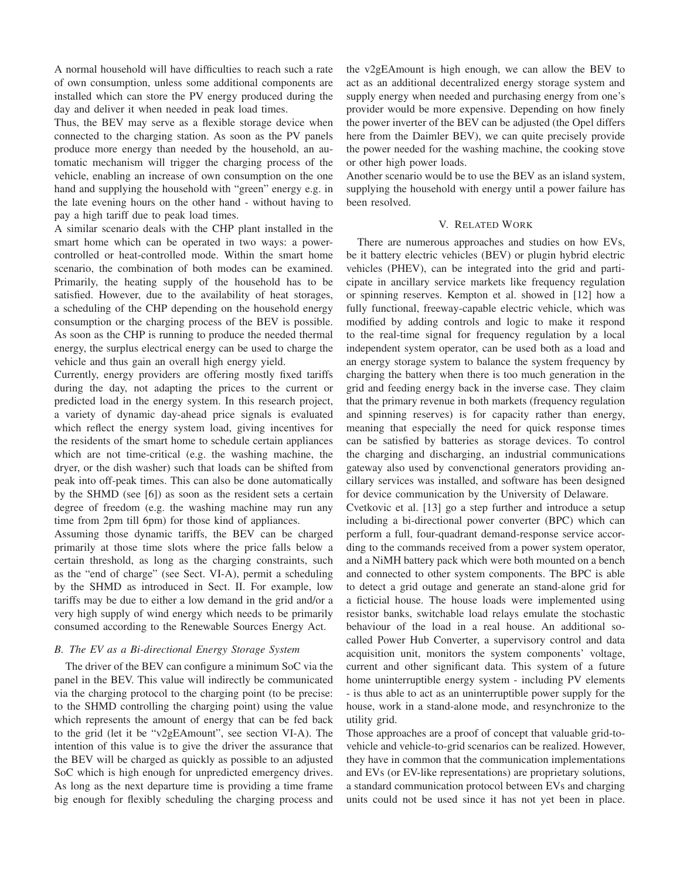A normal household will have difficulties to reach such a rate of own consumption, unless some additional components are installed which can store the PV energy produced during the day and deliver it when needed in peak load times.

Thus, the BEV may serve as a flexible storage device when connected to the charging station. As soon as the PV panels produce more energy than needed by the household, an automatic mechanism will trigger the charging process of the vehicle, enabling an increase of own consumption on the one hand and supplying the household with "green" energy e.g. in the late evening hours on the other hand - without having to pay a high tariff due to peak load times.

A similar scenario deals with the CHP plant installed in the smart home which can be operated in two ways: a power-controlled or heat-controlled mode. Within the smart home scenario, the combination of both modes can be examined. Primarily, the heating supply of the household has to be satisfied. However, due to the availability of heat storages, a scheduling of the CHP depending on the household energy consumption or the charging process of the BEV is possible. As soon as the CHP is running to produce the needed thermal energy, the surplus electrical energy can be used to charge the vehicle and thus gain an overall high energy yield.

Currently, energy providers are offering mostly fixed tariffs during the day, not adapting the prices to the current or predicted load in the energy system. In this research project, a variety of dynamic day-ahead price signals is evaluated which reflect the energy system load, giving incentives for the residents of the smart home to schedule certain appliances which are not time-critical (e.g. the washing machine, the dryer, or the dish washer) such that loads can be shifted from peak into off-peak times. This can also be done automatically by the SHMD (see [6]) as soon as the resident sets a certain degree of freedom (e.g. the washing machine may run any time from 2pm till 6pm) for those kind of appliances.

Assuming those dynamic tariffs, the BEV can be charged primarily at those time slots where the price falls below a certain threshold, as long as the charging constraints, such as the "end of charge" (see Sect. VI-A), permit a scheduling by the SHMD as introduced in Sect. II. For example, low tariffs may be due to either a low demand in the grid and/or a very high supply of wind energy which needs to be primarily consumed according to the Renewable Sources Energy Act.

### B. The EV as a Bi-directional Energy Storage System

The driver of the BEV can configure a minimum SoC via the panel in the BEV. This value will indirectly be communicated via the charging protocol to the charging point (to be precise: to the SHMD controlling the charging point) using the value which represents the amount of energy that can be fed back to the grid (let it be "v2gEAmount", see section VI-A). The intention of this value is to give the driver the assurance that the BEV will be charged as quickly as possible to an adjusted SoC which is high enough for unpredicted emergency drives. As long as the next departure time is providing a time frame big enough for flexibly scheduling the charging process and the v2gEAmount is high enough, we can allow the BEV to act as an additional decentralized energy storage system and supply energy when needed and purchasing energy from one's provider would be more expensive. Depending on how finely the power inverter of the BEV can be adjusted (the Opel differs here from the Daimler BEV), we can quite precisely provide the power needed for the washing machine, the cooking stove or other high power loads.

Another scenario would be to use the BEV as an island system, supplying the household with energy until a power failure has been resolved.

## V. Related Work

There are numerous approaches and studies on how EVs, be it battery electric vehicles (BEV) or plugin hybrid electric vehicles (PHEV), can be integrated into the grid and participate in ancillary service markets like frequency regulation or spinning reserves. Kempton et al. showed in [12] how a fully functional, freeway-capable electric vehicle, which was modified by adding controls and logic to make it respond to the real-time signal for frequency regulation by a local independent system operator, can be used both as a load and an energy storage system to balance the system frequency by charging the battery when there is too much generation in the grid and feeding energy back in the inverse case. They claim that the primary revenue in both markets (frequency regulation and spinning reserves) is for capacity rather than energy, meaning that especially the need for quick response times can be satisfied by batteries as storage devices. To control the charging and discharging, an industrial communications gateway also used by convenctional generators providing ancillary services was installed, and software has been designed for device communication by the University of Delaware.

Cvetkovic et al. [13] go a step further and introduce a setup including a bi-directional power converter (BPC) which can perform a full, four-quadrant demand-response service according to the commands received from a power system operator, and a NiMH battery pack which were both mounted on a bench and connected to other system components. The BPC is able to detect a grid outage and generate an stand-alone grid for a ficticial house. The house loads were implemented using resistor banks, switchable load relays emulate the stochastic behaviour of the load in a real house. An additional so-called Power Hub Converter, a supervisory control and data acquisition unit, monitors the system components' voltage, current and other significant data. This system of a future home uninterruptible energy system - including PV elements - is thus able to act as an uninterruptible power supply for the house, work in a stand-alone mode, and resynchronize to the utility grid.

Those approaches are a proof of concept that valuable grid-to-vehicle and vehicle-to-grid scenarios can be realized. However, they have in common that the communication implementations and EVs (or EV-like representations) are proprietary solutions, a standard communication protocol between EVs and charging units could not be used since it has not yet been in place.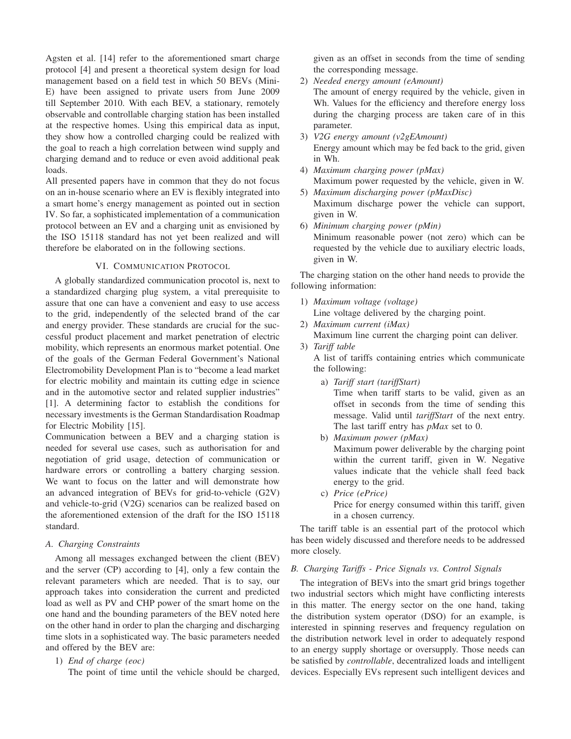Agsten et al. [14] refer to the aforementioned smart charge protocol [4] and present a theoretical system design for load management based on a field test in which 50 BEVs (Mini-E) have been assigned to private users from June 2009 till September 2010. With each BEV, a stationary, remotely observable and controllable charging station has been installed at the respective homes. Using this empirical data as input, they show how a controlled charging could be realized with the goal to reach a high correlation between wind supply and charging demand and to reduce or even avoid additional peak loads.

All presented papers have in common that they do not focus on an in-house scenario where an EV is flexibly integrated into a smart home's energy management as pointed out in section IV. So far, a sophisticated implementation of a communication protocol between an EV and a charging unit as envisioned by the ISO 15118 standard has not yet been realized and will therefore be elaborated on in the following sections.

## VI. Communication Protocol

A globally standardized communication procotol is, next to a standardized charging plug system, a vital prerequisite to assure that one can have a convenient and easy to use access to the grid, independently of the selected brand of the car and energy provider. These standards are crucial for the successful product placement and market penetration of electric mobility, which represents an enormous market potential. One of the goals of the German Federal Government's National Electromobility Development Plan is to "become a lead market for electric mobility and maintain its cutting edge in science and in the automotive sector and related supplier industries" [1]. A determining factor to establish the conditions for necessary investments is the German Standardisation Roadmap for Electric Mobility [15].

Communication between a BEV and a charging station is needed for several use cases, such as authorisation for and negotiation of grid usage, detection of communication or hardware errors or controlling a battery charging session. We want to focus on the latter and will demonstrate how an advanced integration of BEVs for grid-to-vehicle (G2V) and vehicle-to-grid (V2G) scenarios can be realized based on the aforementioned extension of the draft for the ISO 15118 standard.

### A. Charging Constraints

Among all messages exchanged between the client (BEV) and the server (CP) according to [4], only a few contain the relevant parameters which are needed. That is to say, our approach takes into consideration the current and predicted load as well as PV and CHP power of the smart home on the one hand and the bounding parameters of the BEV noted here on the other hand in order to plan the charging and discharging time slots in a sophisticated way. The basic parameters needed and offered by the BEV are:

1) *End of charge (eoc)*
   The point of time until the vehicle should be charged, given as an offset in seconds from the time of sending the corresponding message.
2) *Needed energy amount (eAmount)*
   The amount of energy required by the vehicle, given in Wh. Values for the efficiency and therefore energy loss during the charging process are taken care of in this parameter.
3) *V2G energy amount (v2gEAmount)*
   Energy amount which may be fed back to the grid, given in Wh.
4) *Maximum charging power (pMax)*
   Maximum power requested by the vehicle, given in W.
5) *Maximum discharging power (pMaxDisc)*
   Maximum discharge power the vehicle can support, given in W.
6) *Minimum charging power (pMin)*
   Minimum reasonable power (not zero) which can be requested by the vehicle due to auxiliary electric loads, given in W.

The charging station on the other hand needs to provide the following information:

1) *Maximum voltage (voltage)*
   Line voltage delivered by the charging point.
2) *Maximum current (iMax)*
   Maximum line current the charging point can deliver.
3) *Tariff table*
   A list of tariffs containing entries which communicate the following:
   a) *Tariff start (tariffStart)*
      Time when tariff starts to be valid, given as an offset in seconds from the time of sending this message. Valid until *tariffStart* of the next entry. The last tariff entry has *pMax* set to 0.
   b) *Maximum power (pMax)*
      Maximum power deliverable by the charging point within the current tariff, given in W. Negative values indicate that the vehicle shall feed back energy to the grid.
   c) *Price (ePrice)*
      Price for energy consumed within this tariff, given in a chosen currency.

The tariff table is an essential part of the protocol which has been widely discussed and therefore needs to be addressed more closely.

### B. Charging Tariffs - Price Signals vs. Control Signals

The integration of BEVs into the smart grid brings together two industrial sectors which might have conflicting interests in this matter. The energy sector on the one hand, taking the distribution system operator (DSO) for an example, is interested in spinning reserves and frequency regulation on the distribution network level in order to adequately respond to an energy supply shortage or oversupply. Those needs can be satisfied by *controllable*, decentralized loads and intelligent devices. Especially EVs represent such intelligent devices and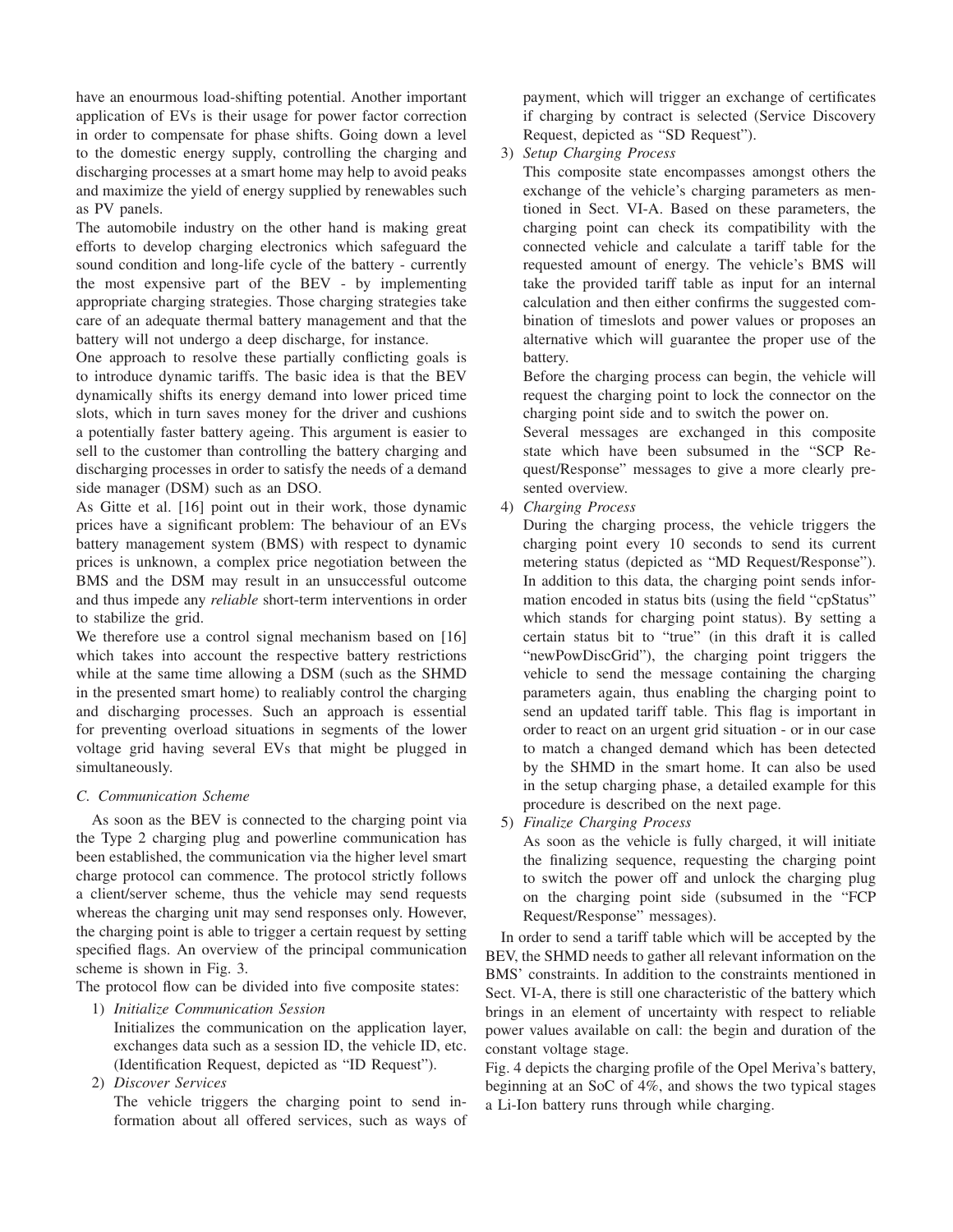have an enourmous load-shifting potential. Another important application of EVs is their usage for power factor correction in order to compensate for phase shifts. Going down a level to the domestic energy supply, controlling the charging and discharging processes at a smart home may help to avoid peaks and maximize the yield of energy supplied by renewables such as PV panels.

The automobile industry on the other hand is making great efforts to develop charging electronics which safeguard the sound condition and long-life cycle of the battery - currently the most expensive part of the BEV - by implementing appropriate charging strategies. Those charging strategies take care of an adequate thermal battery management and that the battery will not undergo a deep discharge, for instance.

One approach to resolve these partially conflicting goals is to introduce dynamic tariffs. The basic idea is that the BEV dynamically shifts its energy demand into lower priced time slots, which in turn saves money for the driver and cushions a potentially faster battery ageing. This argument is easier to sell to the customer than controlling the battery charging and discharging processes in order to satisfy the needs of a demand side manager (DSM) such as an DSO.

As Gitte et al. [16] point out in their work, those dynamic prices have a significant problem: The behaviour of an EVs battery management system (BMS) with respect to dynamic prices is unknown, a complex price negotiation between the BMS and the DSM may result in an unsuccessful outcome and thus impede any *reliable* short-term interventions in order to stabilize the grid.

We therefore use a control signal mechanism based on [16] which takes into account the respective battery restrictions while at the same time allowing a DSM (such as the SHMD in the presented smart home) to realiably control the charging and discharging processes. Such an approach is essential for preventing overload situations in segments of the lower voltage grid having several EVs that might be plugged in simultaneously.

### C. Communication Scheme

As soon as the BEV is connected to the charging point via the Type 2 charging plug and powerline communication has been established, the communication via the higher level smart charge protocol can commence. The protocol strictly follows a client/server scheme, thus the vehicle may send requests whereas the charging unit may send responses only. However, the charging point is able to trigger a certain request by setting specified flags. An overview of the principal communication scheme is shown in Fig. 3.

The protocol flow can be divided into five composite states:

1) *Initialize Communication Session*
   Initializes the communication on the application layer, exchanges data such as a session ID, the vehicle ID, etc. (Identification Request, depicted as "ID Request").
2) *Discover Services*
   The vehicle triggers the charging point to send information about all offered services, such as ways of payment, which will trigger an exchange of certificates if charging by contract is selected (Service Discovery Request, depicted as "SD Request").
3) *Setup Charging Process*
   This composite state encompasses amongst others the exchange of the vehicle's charging parameters as mentioned in Sect. VI-A. Based on these parameters, the charging point can check its compatibility with the connected vehicle and calculate a tariff table for the requested amount of energy. The vehicle's BMS will take the provided tariff table as input for an internal calculation and then either confirms the suggested combination of timeslots and power values or proposes an alternative which will guarantee the proper use of the battery.
   Before the charging process can begin, the vehicle will request the charging point to lock the connector on the charging point side and to switch the power on.
   Several messages are exchanged in this composite state which have been subsumed in the "SCP Request/Response" messages to give a more clearly presented overview.
4) *Charging Process*
   During the charging process, the vehicle triggers the charging point every 10 seconds to send its current metering status (depicted as "MD Request/Response"). In addition to this data, the charging point sends information encoded in status bits (using the field "cpStatus" which stands for charging point status). By setting a certain status bit to "true" (in this draft it is called "newPowDiscGrid"), the charging point triggers the vehicle to send the message containing the charging parameters again, thus enabling the charging point to send an updated tariff table. This flag is important in order to react on an urgent grid situation - or in our case to match a changed demand which has been detected by the SHMD in the smart home. It can also be used in the setup charging phase, a detailed example for this procedure is described on the next page.
5) *Finalize Charging Process*
   As soon as the vehicle is fully charged, it will initiate the finalizing sequence, requesting the charging point to switch the power off and unlock the charging plug on the charging point side (subsumed in the "FCP Request/Response" messages).

In order to send a tariff table which will be accepted by the BEV, the SHMD needs to gather all relevant information on the BMS' constraints. In addition to the constraints mentioned in Sect. VI-A, there is still one characteristic of the battery which brings in an element of uncertainty with respect to reliable power values available on call: the begin and duration of the constant voltage stage.

Fig. 4 depicts the charging profile of the Opel Meriva's battery, beginning at an SoC of 4%, and shows the two typical stages a Li-Ion battery runs through while charging.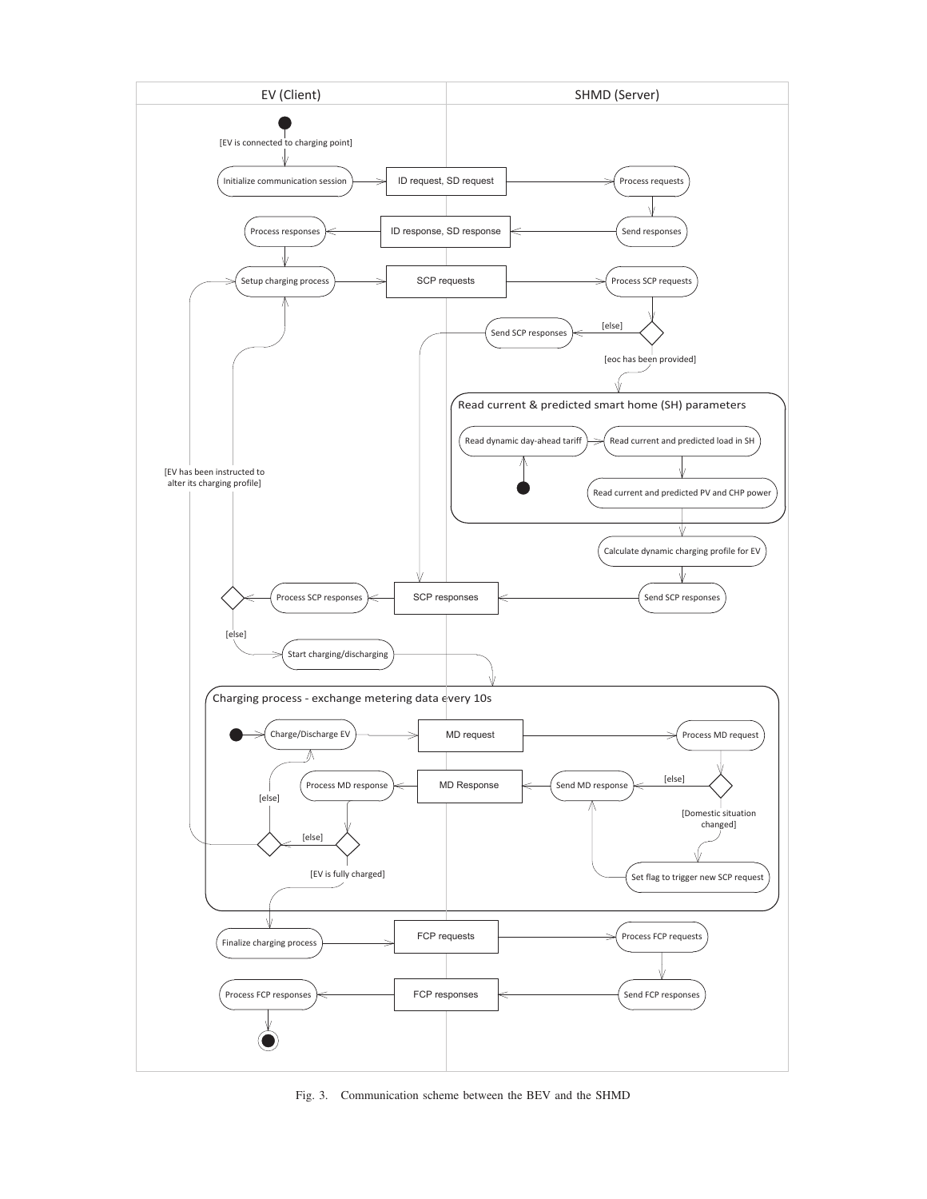Fig. 3. Communication scheme between the BEV and the SHMD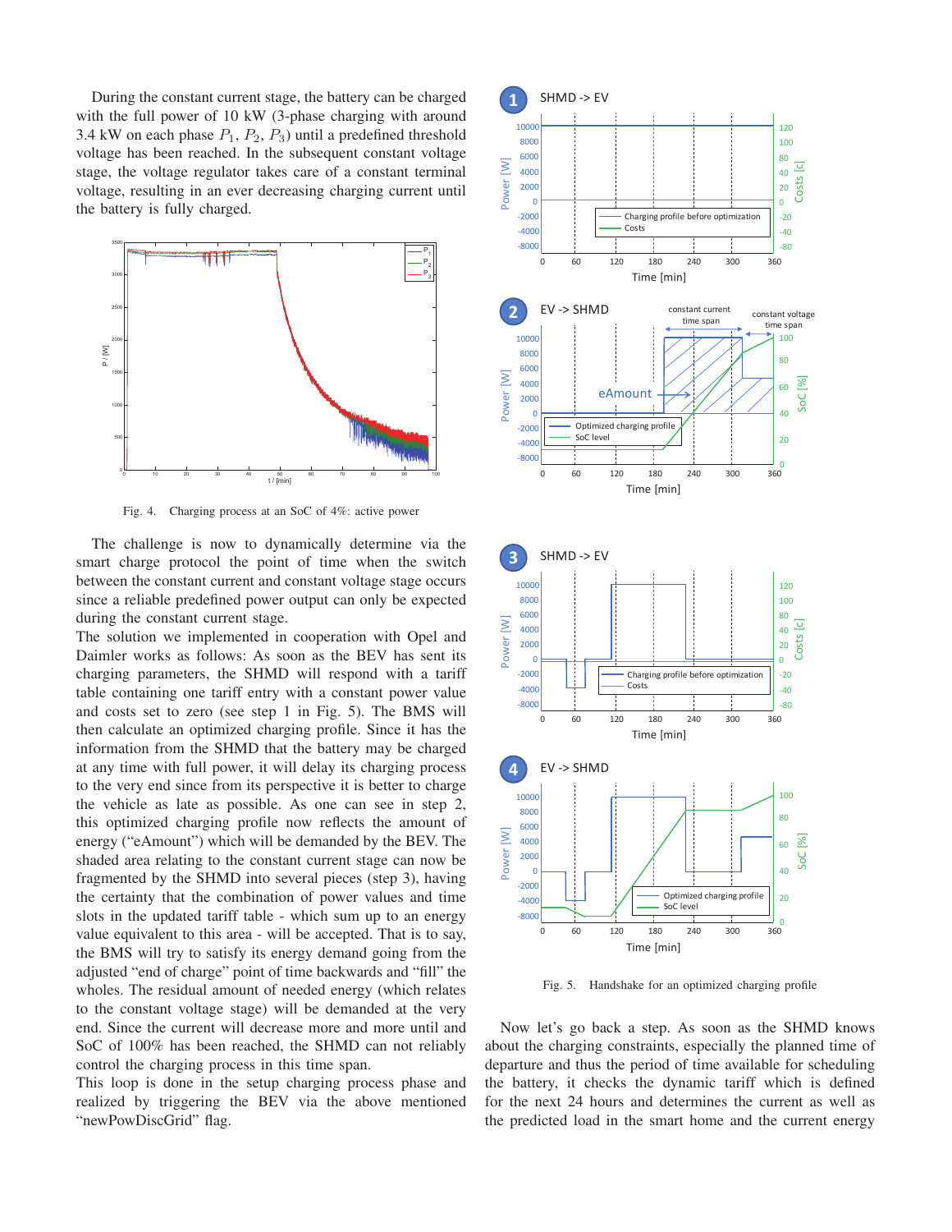During the constant current stage, the battery can be charged with the full power of 10 kW (3-phase charging with around 3.4 kW on each phase $P_1$, $P_2$, $P_3$) until a predefined threshold voltage has been reached. In the subsequent constant voltage stage, the voltage regulator takes care of a constant terminal voltage, resulting in an ever decreasing charging current until the battery is fully charged.

3500
3000
2500
2000
1500
1000
500
0
P / [W]
0 10 20 30 40 50 60 70 80 90 100
t / [min]
$P_1$
$P_2$
$P_3$

Fig. 4. Charging process at an SoC of 4%: active power

The challenge is now to dynamically determine via the smart charge protocol the point of time when the switch between the constant current and constant voltage stage occurs since a reliable predefined power output can only be expected during the constant current stage.
The solution we implemented in cooperation with Opel and Daimler works as follows: As soon as the BEV has sent its charging parameters, the SHMD will respond with a tariff table containing one tariff entry with a constant power value and costs set to zero (see step 1 in Fig. 5). The BMS will then calculate an optimized charging profile. Since it has the information from the SHMD that the battery may be charged at any time with full power, it will delay its charging process to the very end since from its perspective it is better to charge the vehicle as late as possible. As one can see in step 2, this optimized charging profile now reflects the amount of energy ("eAmount") which will be demanded by the BEV. The shaded area relating to the constant current stage can now be fragmented by the SHMD into several pieces (step 3), having the certainty that the combination of power values and time slots in the updated tariff table - which sum up to an energy value equivalent to this area - will be accepted. That is to say, the BMS will try to satisfy its energy demand going from the adjusted "end of charge" point of time backwards and "fill" the wholes. The residual amount of needed energy (which relates to the constant voltage stage) will be demanded at the very end. Since the current will decrease more and more until and SoC of 100% has been reached, the SHMD can not reliably control the charging process in this time span.
This loop is done in the setup charging process phase and realized by triggering the BEV via the above mentioned "newPowDiscGrid" flag.

1 SHMD -> EV
Power [W]
10000 8000 6000 4000 2000 0 -2000 -4000 -8000
Costs [c]
120 100 80 40 20 0 -20 -40 -80
Charging profile before optimization
Costs
0 60 120 180 240 300 360
Time [min]

2 EV -> SHMD
constant current time span
constant voltage time span
Power [W]
10000 8000 6000 4000 2000 0 -2000 -4000 -8000
eAmount
SoC [%]
100 80 60 40 20 0
Optimized charging profile
SoC level
0 60 120 180 240 300 360
Time [min]

3 SHMD -> EV
Power [W]
10000 8000 6000 4000 2000 0 -2000 -4000 -8000
Costs [c]
120 100 80 40 20 0 -20 -40 -80
Charging profile before optimization
Costs
0 60 120 180 240 300 360
Time [min]

4 EV -> SHMD
Power [W]
10000 8000 6000 4000 2000 0 -2000 -4000 -8000
SoC [%]
100 80 60 40 20 0
Optimized charging profile
SoC level
0 60 120 180 240 300 360
Time [min]

Fig. 5. Handshake for an optimized charging profile

Now let's go back a step. As soon as the SHMD knows about the charging constraints, especially the planned time of departure and thus the period of time available for scheduling the battery, it checks the dynamic tariff which is defined for the next 24 hours and determines the current as well as the predicted load in the smart home and the current energy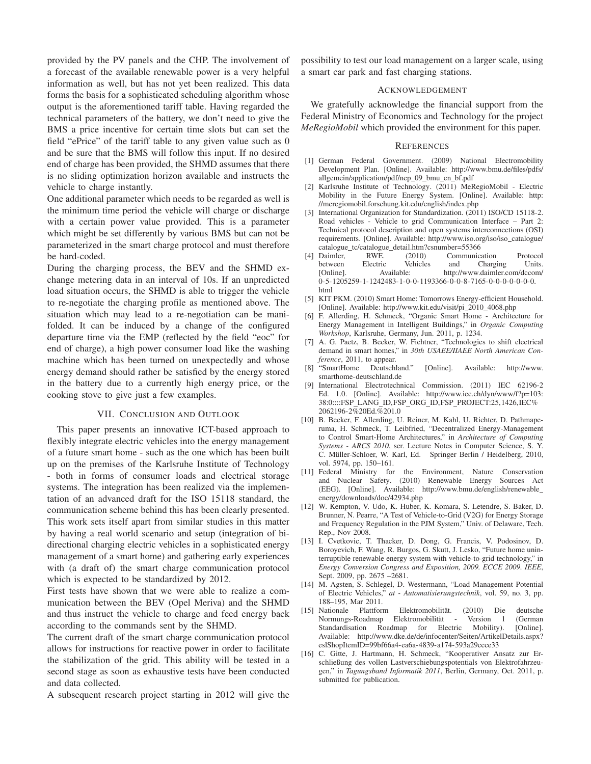provided by the PV panels and the CHP. The involvement of a forecast of the available renewable power is a very helpful information as well, but has not yet been realized. This data forms the basis for a sophisticated scheduling algorithm whose output is the aforementioned tariff table. Having regarded the technical parameters of the battery, we don't need to give the BMS a price incentive for certain time slots but can set the field "ePrice" of the tariff table to any given value such as 0 and be sure that the BMS will follow this input. If no desired end of charge has been provided, the SHMD assumes that there is no sliding optimization horizon available and instructs the vehicle to charge instantly.

One additional parameter which needs to be regarded as well is the minimum time period the vehicle will charge or discharge with a certain power value provided. This is a parameter which might be set differently by various BMS but can not be parameterized in the smart charge protocol and must therefore be hard-coded.

During the charging process, the BEV and the SHMD exchange metering data in an interval of 10s. If an unpredicted load situation occurs, the SHMD is able to trigger the vehicle to re-negotiate the charging profile as mentioned above. The situation which may lead to a re-negotiation can be manifolded. It can be induced by a change of the configured departure time via the EMP (reflected by the field "eoc" for end of charge), a high power consumer load like the washing machine which has been turned on unexpectedly and whose energy demand should rather be satisfied by the energy stored in the battery due to a currently high energy price, or the cooking stove to give just a few examples.

## VII. Conclusion and Outlook

This paper presents an innovative ICT-based approach to flexibly integrate electric vehicles into the energy management of a future smart home - such as the one which has been built up on the premises of the Karlsruhe Institute of Technology - both in forms of consumer loads and electrical storage systems. The integration has been realized via the implementation of an advanced draft for the ISO 15118 standard, the communication scheme behind this has been clearly presented. This work sets itself apart from similar studies in this matter by having a real world scenario and setup (integration of bidirectional charging electric vehicles in a sophisticated energy management of a smart home) and gathering early experiences with (a draft of) the smart charge communication protocol which is expected to be standardized by 2012.

First tests have shown that we were able to realize a communication between the BEV (Opel Meriva) and the SHMD and thus instruct the vehicle to charge and feed energy back according to the commands sent by the SHMD.

The current draft of the smart charge communication protocol allows for instructions for reactive power in order to facilitate the stabilization of the grid. This ability will be tested in a second stage as soon as exhaustive tests have been conducted and data collected.

A subsequent research project starting in 2012 will give the possibility to test our load management on a larger scale, using a smart car park and fast charging stations.

## Acknowledgement

We gratefully acknowledge the financial support from the Federal Ministry of Economics and Technology for the project *MeRegioMobil* which provided the environment for this paper.

## References

[1] German Federal Government. (2009) National Electromobility Development Plan. [Online]. Available: http://www.bmu.de/files/pdfs/allgemein/application/pdf/nep_09_bmu_en_bf.pdf

[2] Karlsruhe Institute of Technology. (2011) MeRegioMobil - Electric Mobility in the Future Energy System. [Online]. Available: http://meregiomobil.forschung.kit.edu/english/index.php

[3] International Organization for Standardization. (2011) ISO/CD 15118-2. Road vehicles - Vehicle to grid Communication Interface – Part 2: Technical protocol description and open systems interconnections (OSI) requirements. [Online]. Available: http://www.iso.org/iso/iso_catalogue/catalogue_tc/catalogue_detail.htm?csnumber=55366

[4] Daimler, RWE. (2010) Communication Protocol between Electric Vehicles and Charging Units. [Online]. Available: http://www.daimler.com/dccom/0-5-1205259-1-1242483-1-0-0-1193366-0-0-8-7165-0-0-0-0-0-0-0.html

[5] KIT PKM. (2010) Smart Home: Tomorrows Energy-efficient Household. [Online]. Available: http://www.kit.edu/visit/pi_2010_4068.php

[6] F. Allerding, H. Schmeck, "Organic Smart Home - Architecture for Energy Management in Intelligent Buildings," in *Organic Computing Workshop*, Karlsruhe, Germany, Jun. 2011, p. 1234.

[7] A. G. Paetz, B. Becker, W. Fichtner, "Technologies to shift electrical demand in smart homes," in *30th USAEE/IIAEE North American Conference*, 2011, to appear.

[8] "SmartHome Deutschland." [Online]. Available: http://www.smarthome-deutschland.de

[9] International Electrotechnical Commission. (2011) IEC 62196-2 Ed. 1.0. [Online]. Available: http://www.iec.ch/dyn/www/f?p=103:38:0::::FSP_LANG_ID,FSP_ORG_ID,FSP_PROJECT:25,1426,IEC%2062196-2%20Ed.%201.0

[10] B. Becker, F. Allerding, U. Reiner, M. Kahl, U. Richter, D. Pathmaperuma, H. Schmeck, T. Leibfried, "Decentralized Energy-Management to Control Smart-Home Architectures," in *Architecture of Computing Systems - ARCS 2010*, ser. Lecture Notes in Computer Science, S. Y. C. Müller-Schloer, W. Karl, Ed. Springer Berlin / Heidelberg, 2010, vol. 5974, pp. 150–161.

[11] Federal Ministry for the Environment, Nature Conservation and Nuclear Safety. (2010) Renewable Energy Sources Act (EEG). [Online]. Available: http://www.bmu.de/english/renewable_energy/downloads/doc/42934.php

[12] W. Kempton, V. Udo, K. Huber, K. Komara, S. Letendre, S. Baker, D. Brunner, N. Pearre, "A Test of Vehicle-to-Grid (V2G) for Energy Storage and Frequency Regulation in the PJM System," Univ. of Delaware, Tech. Rep., Nov 2008.

[13] I. Cvetkovic, T. Thacker, D. Dong, G. Francis, V. Podosinov, D. Boroyevich, F. Wang, R. Burgos, G. Skutt, J. Lesko, "Future home uninterruptible renewable energy system with vehicle-to-grid technology," in *Energy Conversion Congress and Exposition, 2009. ECCE 2009. IEEE*, Sept. 2009, pp. 2675 –2681.

[14] M. Agsten, S. Schlegel, D. Westermann, "Load Management Potential of Electric Vehicles," *at - Automatisierungstechnik*, vol. 59, no. 3, pp. 188–195, Mar 2011.

[15] Nationale Plattform Elektromobilität. (2010) Die deutsche Normungs-Roadmap Elektromobilität - Version 1 (German Standardisation Roadmap for Electric Mobility). [Online]. Available: http://www.dke.de/de/infocenter/Seiten/ArtikelDetails.aspx?eslShopItemID=99bf66a4-ea6a-4839-a174-593a29ccce33

[16] C. Gitte, J. Hartmann, H. Schmeck, "Kooperativer Ansatz zur Erschließung des vollen Lastverschiebungspotentials von Elektrofahrzeugen," in *Tagungsband Informatik 2011*, Berlin, Germany, Oct. 2011, p. submitted for publication.